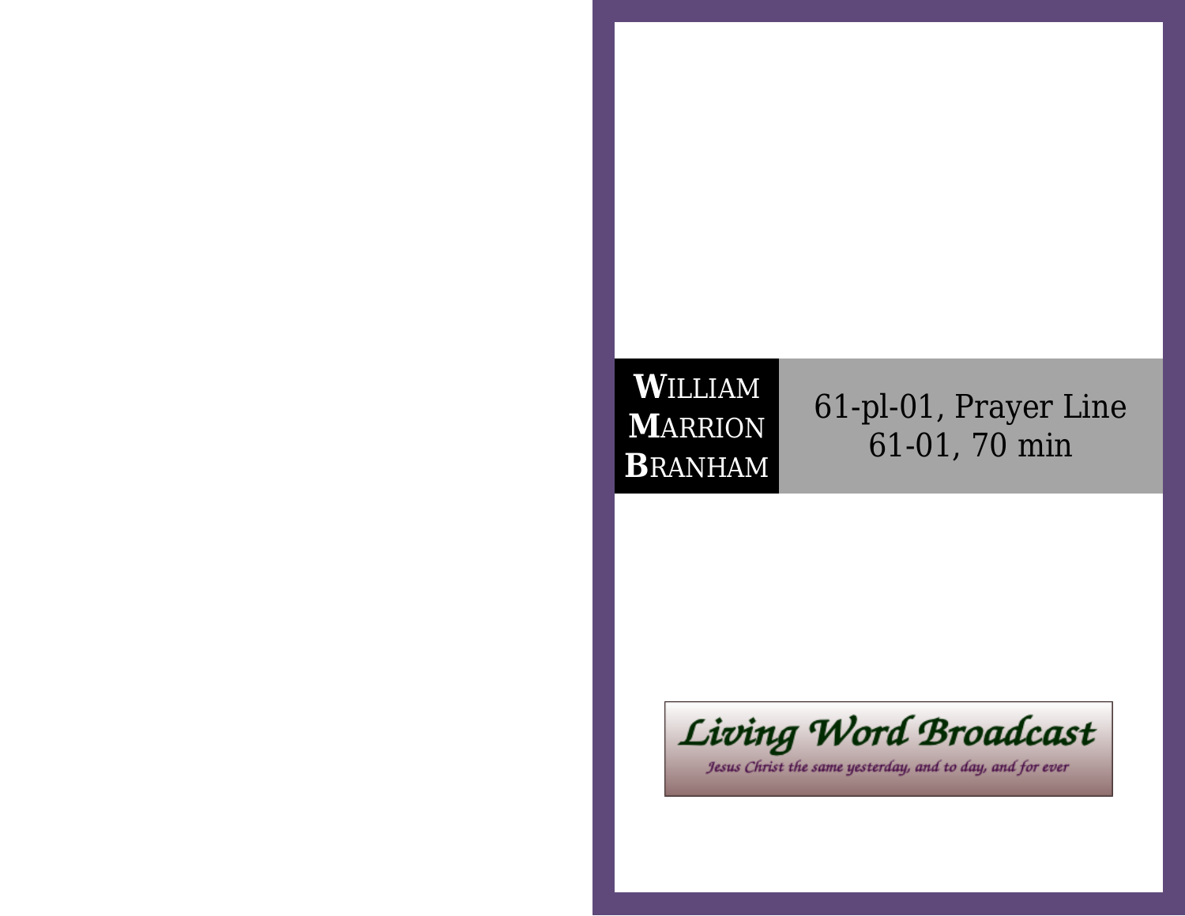**W**ILLIAM
**M**ARRION
**B**RANHAM

# 61-pl-01, Prayer Line
61-01, 70 min

Living Word Broadcast
Jesus Christ the same yesterday, and to day, and for ever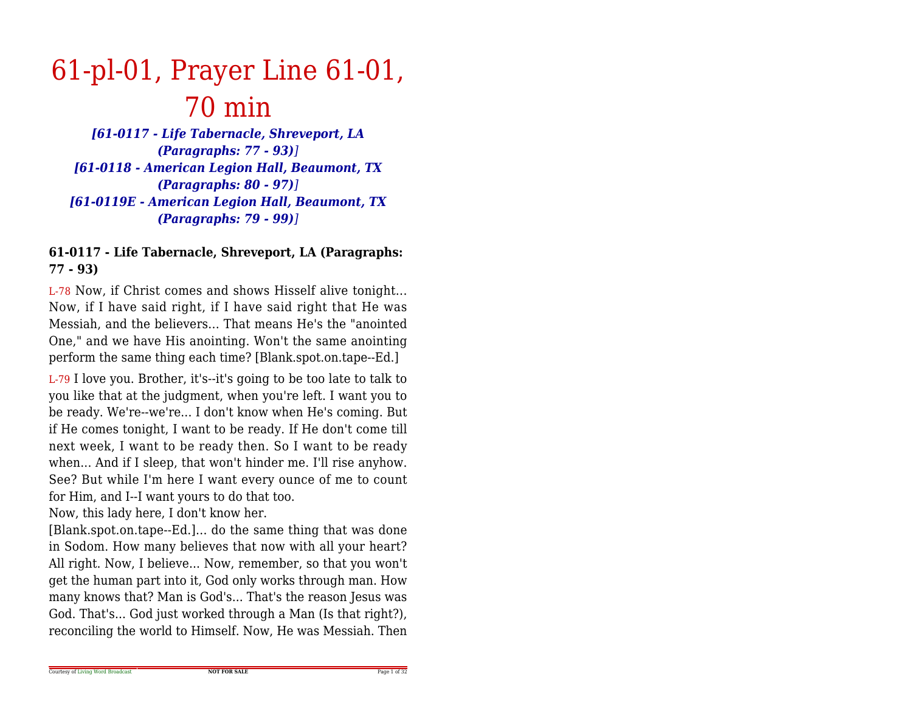# 61-pl-01, Prayer Line 61-01, 70 min

***[61-0117 - Life Tabernacle, Shreveport, LA (Paragraphs: 77 - 93)]***
***[61-0118 - American Legion Hall, Beaumont, TX (Paragraphs: 80 - 97)]***
***[61-0119E - American Legion Hall, Beaumont, TX (Paragraphs: 79 - 99)]***

**61-0117 - Life Tabernacle, Shreveport, LA (Paragraphs: 77 - 93)**

L-78 Now, if Christ comes and shows Hisself alive tonight... Now, if I have said right, if I have said right that He was Messiah, and the believers... That means He's the "anointed One," and we have His anointing. Won't the same anointing perform the same thing each time? [Blank.spot.on.tape--Ed.]

L-79 I love you. Brother, it's--it's going to be too late to talk to you like that at the judgment, when you're left. I want you to be ready. We're--we're... I don't know when He's coming. But if He comes tonight, I want to be ready. If He don't come till next week, I want to be ready then. So I want to be ready when... And if I sleep, that won't hinder me. I'll rise anyhow. See? But while I'm here I want every ounce of me to count for Him, and I--I want yours to do that too.
Now, this lady here, I don't know her.
[Blank.spot.on.tape--Ed.]... do the same thing that was done in Sodom. How many believes that now with all your heart? All right. Now, I believe... Now, remember, so that you won't get the human part into it, God only works through man. How many knows that? Man is God's... That's the reason Jesus was God. That's... God just worked through a Man (Is that right?), reconciling the world to Himself. Now, He was Messiah. Then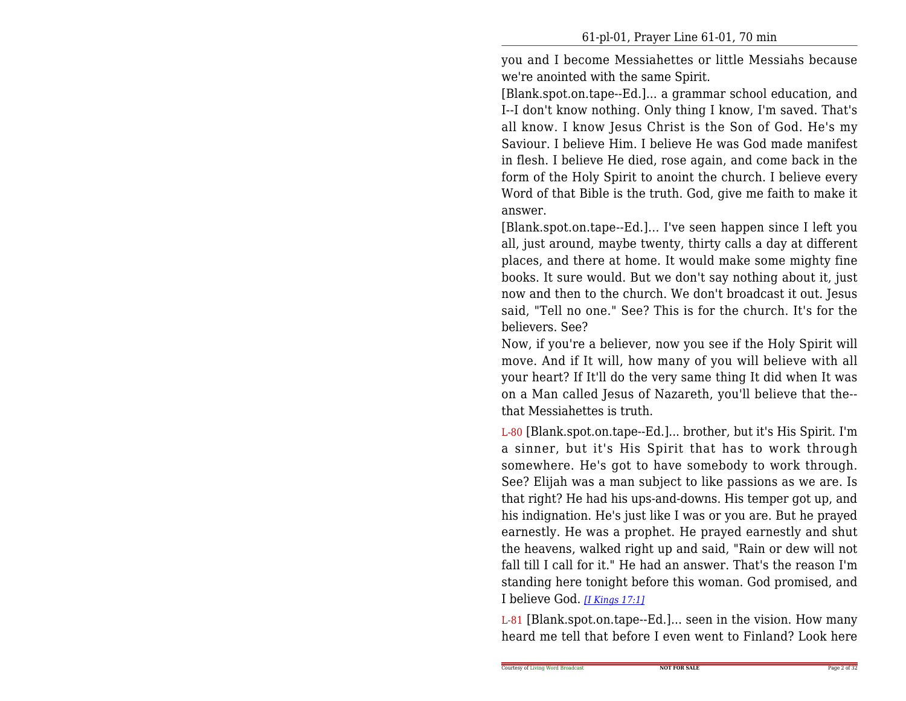you and I become Messiahettes or little Messiahs because we're anointed with the same Spirit.

[Blank.spot.on.tape--Ed.]... a grammar school education, and I--I don't know nothing. Only thing I know, I'm saved. That's all know. I know Jesus Christ is the Son of God. He's my Saviour. I believe Him. I believe He was God made manifest in flesh. I believe He died, rose again, and come back in the form of the Holy Spirit to anoint the church. I believe every Word of that Bible is the truth. God, give me faith to make it answer.

[Blank.spot.on.tape--Ed.]... I've seen happen since I left you all, just around, maybe twenty, thirty calls a day at different places, and there at home. It would make some mighty fine books. It sure would. But we don't say nothing about it, just now and then to the church. We don't broadcast it out. Jesus said, "Tell no one." See? This is for the church. It's for the believers. See?

Now, if you're a believer, now you see if the Holy Spirit will move. And if It will, how many of you will believe with all your heart? If It'll do the very same thing It did when It was on a Man called Jesus of Nazareth, you'll believe that the--that Messiahettes is truth.

L-80 [Blank.spot.on.tape--Ed.]... brother, but it's His Spirit. I'm a sinner, but it's His Spirit that has to work through somewhere. He's got to have somebody to work through. See? Elijah was a man subject to like passions as we are. Is that right? He had his ups-and-downs. His temper got up, and his indignation. He's just like I was or you are. But he prayed earnestly. He was a prophet. He prayed earnestly and shut the heavens, walked right up and said, "Rain or dew will not fall till I call for it." He had an answer. That's the reason I'm standing here tonight before this woman. God promised, and I believe God. *[I Kings 17:1]*

L-81 [Blank.spot.on.tape--Ed.]... seen in the vision. How many heard me tell that before I even went to Finland? Look here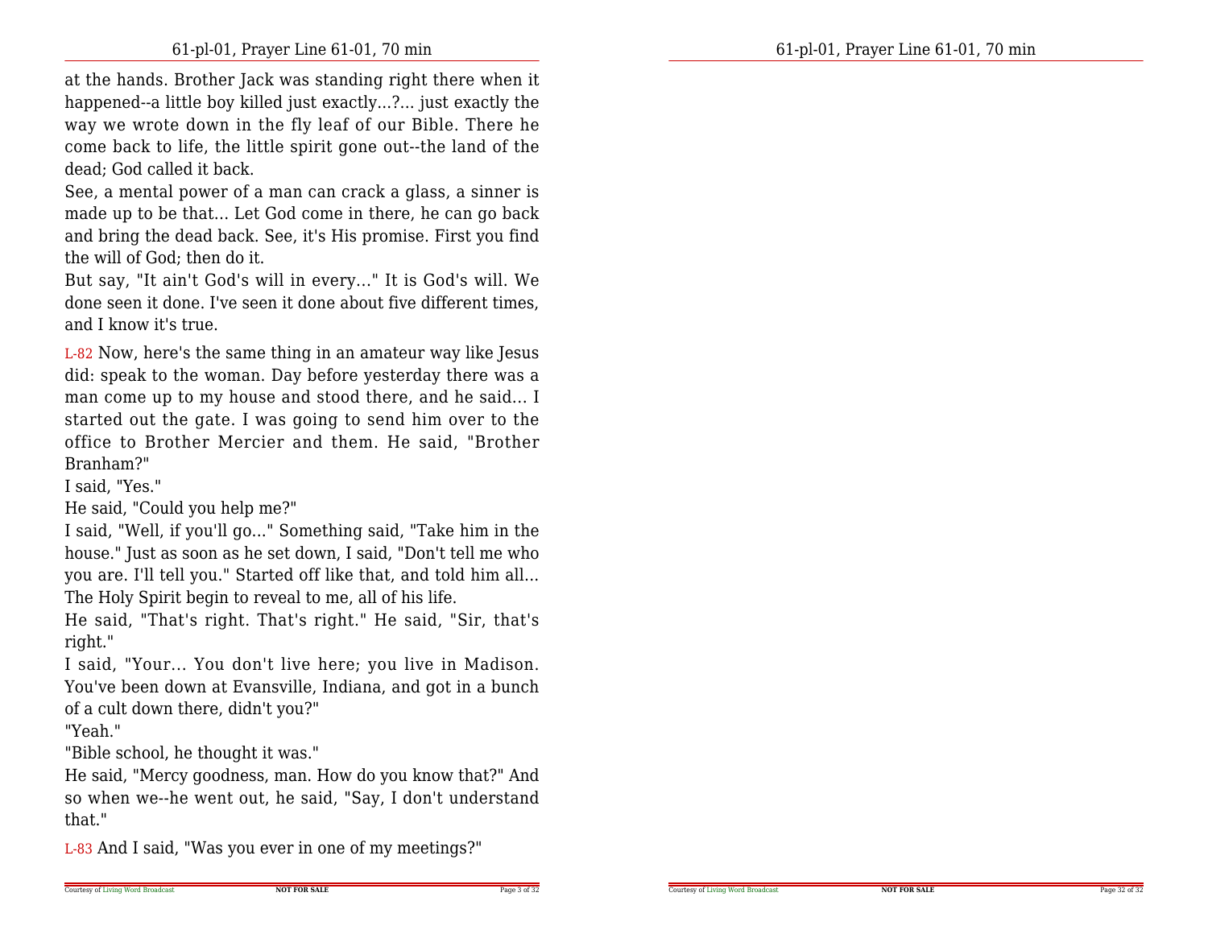at the hands. Brother Jack was standing right there when it happened--a little boy killed just exactly...?... just exactly the way we wrote down in the fly leaf of our Bible. There he come back to life, the little spirit gone out--the land of the dead; God called it back.

See, a mental power of a man can crack a glass, a sinner is made up to be that... Let God come in there, he can go back and bring the dead back. See, it's His promise. First you find the will of God; then do it.

But say, "It ain't God's will in every..." It is God's will. We done seen it done. I've seen it done about five different times, and I know it's true.

L-82 Now, here's the same thing in an amateur way like Jesus did: speak to the woman. Day before yesterday there was a man come up to my house and stood there, and he said... I started out the gate. I was going to send him over to the office to Brother Mercier and them. He said, "Brother Branham?"

I said, "Yes."

He said, "Could you help me?"

I said, "Well, if you'll go..." Something said, "Take him in the house." Just as soon as he set down, I said, "Don't tell me who you are. I'll tell you." Started off like that, and told him all... The Holy Spirit begin to reveal to me, all of his life.

He said, "That's right. That's right." He said, "Sir, that's right."

I said, "Your... You don't live here; you live in Madison. You've been down at Evansville, Indiana, and got in a bunch of a cult down there, didn't you?"

"Yeah."

"Bible school, he thought it was."

He said, "Mercy goodness, man. How do you know that?" And so when we--he went out, he said, "Say, I don't understand that."

L-83 And I said, "Was you ever in one of my meetings?"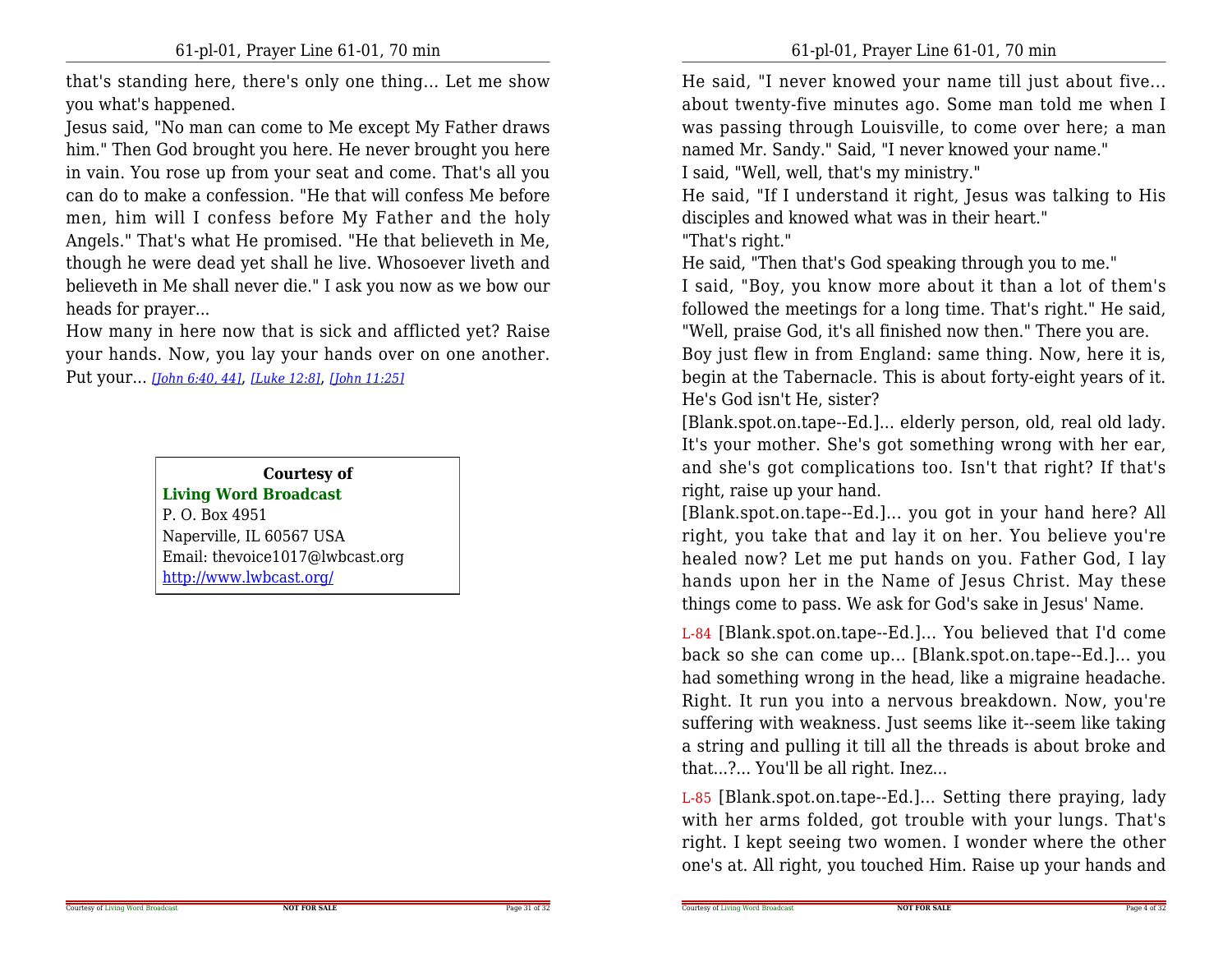that's standing here, there's only one thing... Let me show you what's happened.

Jesus said, "No man can come to Me except My Father draws him." Then God brought you here. He never brought you here in vain. You rose up from your seat and come. That's all you can do to make a confession. "He that will confess Me before men, him will I confess before My Father and the holy Angels." That's what He promised. "He that believeth in Me, though he were dead yet shall he live. Whosoever liveth and believeth in Me shall never die." I ask you now as we bow our heads for prayer...

How many in here now that is sick and afflicted yet? Raise your hands. Now, you lay your hands over on one another. Put your... *[John 6:40, 44]*, *[Luke 12:8]*, *[John 11:25]*

**Courtesy of**
**Living Word Broadcast**
P. O. Box 4951
Naperville, IL 60567 USA
Email: thevoice1017@lwbcast.org
http://www.lwbcast.org/

He said, "I never knowed your name till just about five... about twenty-five minutes ago. Some man told me when I was passing through Louisville, to come over here; a man named Mr. Sandy." Said, "I never knowed your name."

I said, "Well, well, that's my ministry."

He said, "If I understand it right, Jesus was talking to His disciples and knowed what was in their heart."

"That's right."

He said, "Then that's God speaking through you to me."

I said, "Boy, you know more about it than a lot of them's followed the meetings for a long time. That's right." He said, "Well, praise God, it's all finished now then." There you are.

Boy just flew in from England: same thing. Now, here it is, begin at the Tabernacle. This is about forty-eight years of it. He's God isn't He, sister?

[Blank.spot.on.tape--Ed.]... elderly person, old, real old lady. It's your mother. She's got something wrong with her ear, and she's got complications too. Isn't that right? If that's right, raise up your hand.

[Blank.spot.on.tape--Ed.]... you got in your hand here? All right, you take that and lay it on her. You believe you're healed now? Let me put hands on you. Father God, I lay hands upon her in the Name of Jesus Christ. May these things come to pass. We ask for God's sake in Jesus' Name.

L-84 [Blank.spot.on.tape--Ed.]... You believed that I'd come back so she can come up... [Blank.spot.on.tape--Ed.]... you had something wrong in the head, like a migraine headache. Right. It run you into a nervous breakdown. Now, you're suffering with weakness. Just seems like it--seem like taking a string and pulling it till all the threads is about broke and that...?... You'll be all right. Inez...

L-85 [Blank.spot.on.tape--Ed.]... Setting there praying, lady with her arms folded, got trouble with your lungs. That's right. I kept seeing two women. I wonder where the other one's at. All right, you touched Him. Raise up your hands and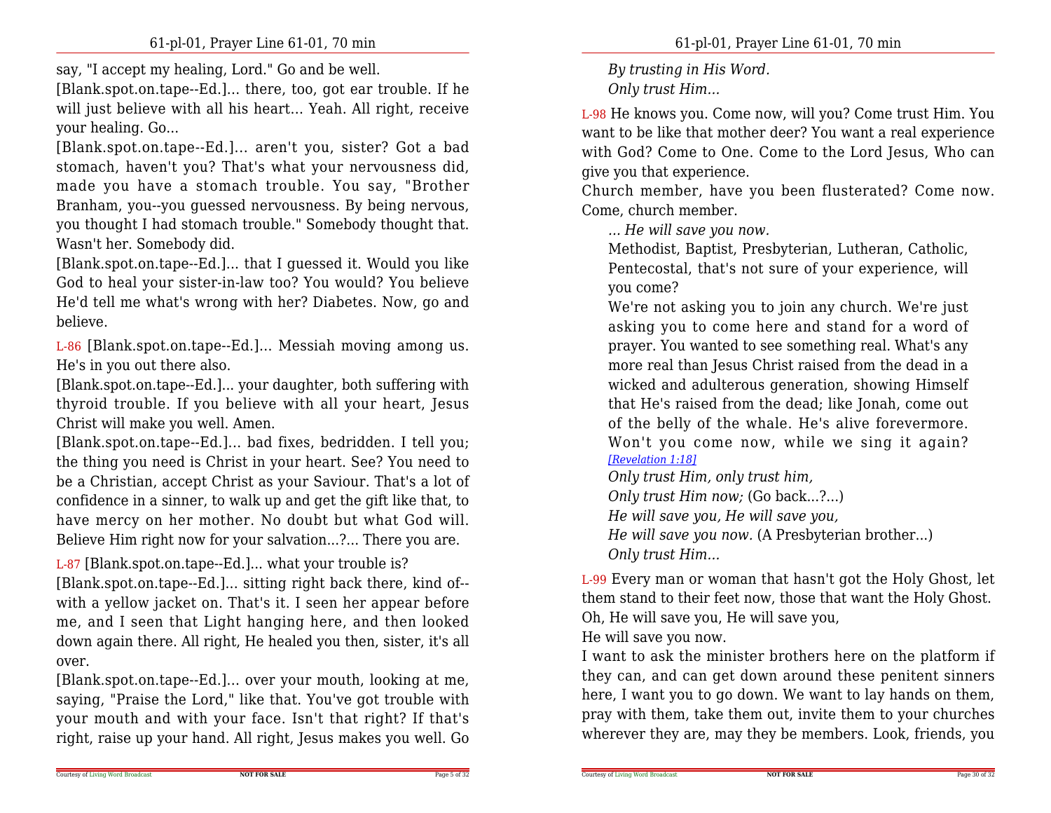say, "I accept my healing, Lord." Go and be well.

[Blank.spot.on.tape--Ed.]... there, too, got ear trouble. If he will just believe with all his heart... Yeah. All right, receive your healing. Go...

[Blank.spot.on.tape--Ed.]... aren't you, sister? Got a bad stomach, haven't you? That's what your nervousness did, made you have a stomach trouble. You say, "Brother Branham, you--you guessed nervousness. By being nervous, you thought I had stomach trouble." Somebody thought that. Wasn't her. Somebody did.

[Blank.spot.on.tape--Ed.]... that I guessed it. Would you like God to heal your sister-in-law too? You would? You believe He'd tell me what's wrong with her? Diabetes. Now, go and believe.

L-86 [Blank.spot.on.tape--Ed.]... Messiah moving among us. He's in you out there also.

[Blank.spot.on.tape--Ed.]... your daughter, both suffering with thyroid trouble. If you believe with all your heart, Jesus Christ will make you well. Amen.

[Blank.spot.on.tape--Ed.]... bad fixes, bedridden. I tell you; the thing you need is Christ in your heart. See? You need to be a Christian, accept Christ as your Saviour. That's a lot of confidence in a sinner, to walk up and get the gift like that, to have mercy on her mother. No doubt but what God will. Believe Him right now for your salvation...?... There you are.

L-87 [Blank.spot.on.tape--Ed.]... what your trouble is?

[Blank.spot.on.tape--Ed.]... sitting right back there, kind of--with a yellow jacket on. That's it. I seen her appear before me, and I seen that Light hanging here, and then looked down again there. All right, He healed you then, sister, it's all over.

[Blank.spot.on.tape--Ed.]... over your mouth, looking at me, saying, "Praise the Lord," like that. You've got trouble with your mouth and with your face. Isn't that right? If that's right, raise up your hand. All right, Jesus makes you well. Go

*By trusting in His Word.*
*Only trust Him...*

L-98 He knows you. Come now, will you? Come trust Him. You want to be like that mother deer? You want a real experience with God? Come to One. Come to the Lord Jesus, Who can give you that experience.

Church member, have you been flusterated? Come now. Come, church member.

*... He will save you now.*

Methodist, Baptist, Presbyterian, Lutheran, Catholic, Pentecostal, that's not sure of your experience, will you come?

We're not asking you to join any church. We're just asking you to come here and stand for a word of prayer. You wanted to see something real. What's any more real than Jesus Christ raised from the dead in a wicked and adulterous generation, showing Himself that He's raised from the dead; like Jonah, come out of the belly of the whale. He's alive forevermore. Won't you come now, while we sing it again? [Revelation 1:18]

*Only trust Him, only trust him,*
*Only trust Him now;* (Go back...?...)
*He will save you, He will save you,*
*He will save you now.* (A Presbyterian brother...)
*Only trust Him...*

L-99 Every man or woman that hasn't got the Holy Ghost, let them stand to their feet now, those that want the Holy Ghost.
Oh, He will save you, He will save you,
He will save you now.

I want to ask the minister brothers here on the platform if they can, and can get down around these penitent sinners here, I want you to go down. We want to lay hands on them, pray with them, take them out, invite them to your churches wherever they are, may they be members. Look, friends, you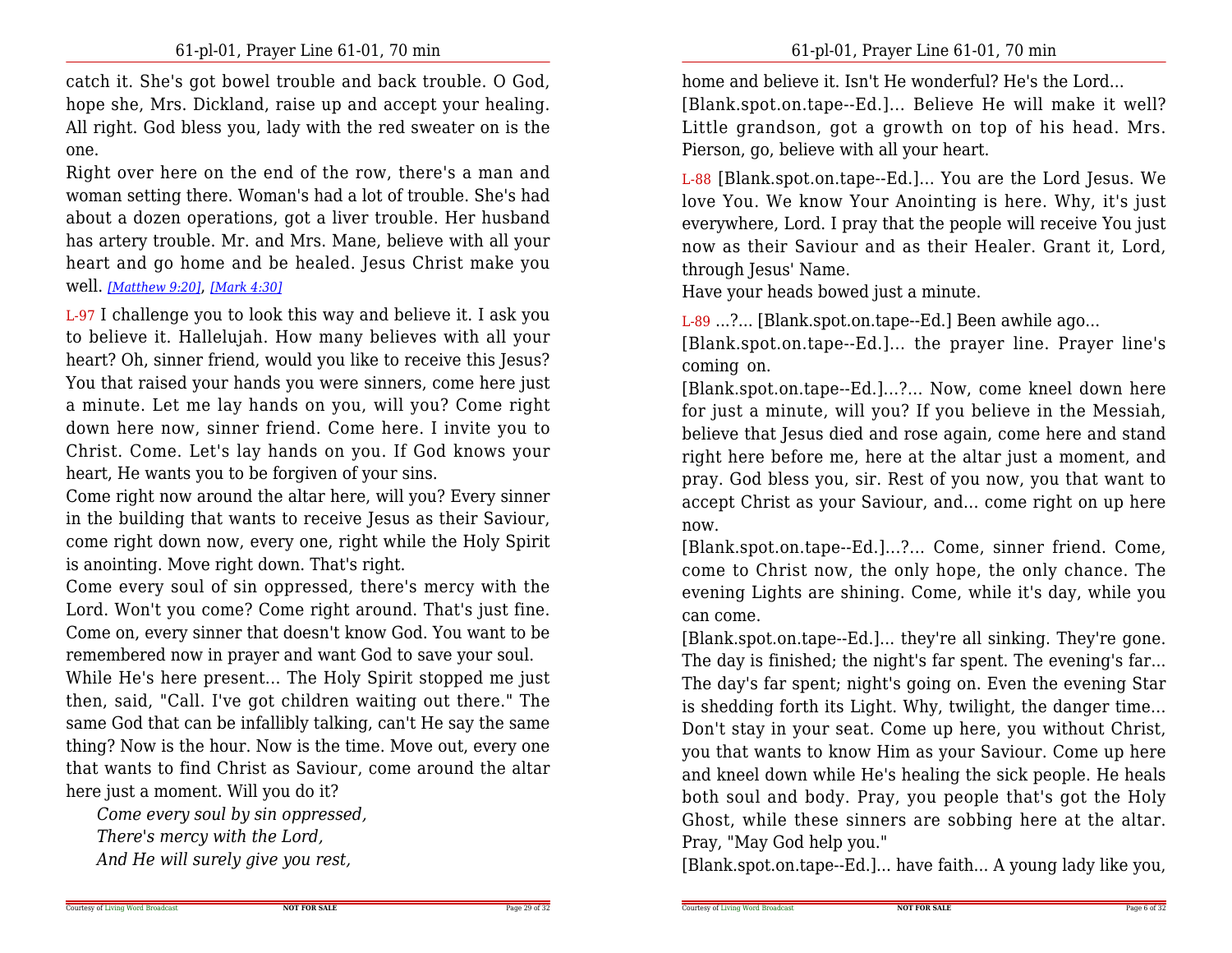catch it. She's got bowel trouble and back trouble. O God, hope she, Mrs. Dickland, raise up and accept your healing. All right. God bless you, lady with the red sweater on is the one.

Right over here on the end of the row, there's a man and woman setting there. Woman's had a lot of trouble. She's had about a dozen operations, got a liver trouble. Her husband has artery trouble. Mr. and Mrs. Mane, believe with all your heart and go home and be healed. Jesus Christ make you well. [Matthew 9:20], [Mark 4:30]

L-97 I challenge you to look this way and believe it. I ask you to believe it. Hallelujah. How many believes with all your heart? Oh, sinner friend, would you like to receive this Jesus? You that raised your hands you were sinners, come here just a minute. Let me lay hands on you, will you? Come right down here now, sinner friend. Come here. I invite you to Christ. Come. Let's lay hands on you. If God knows your heart, He wants you to be forgiven of your sins.

Come right now around the altar here, will you? Every sinner in the building that wants to receive Jesus as their Saviour, come right down now, every one, right while the Holy Spirit is anointing. Move right down. That's right.

Come every soul of sin oppressed, there's mercy with the Lord. Won't you come? Come right around. That's just fine. Come on, every sinner that doesn't know God. You want to be remembered now in prayer and want God to save your soul.

While He's here present... The Holy Spirit stopped me just then, said, "Call. I've got children waiting out there." The same God that can be infallibly talking, can't He say the same thing? Now is the hour. Now is the time. Move out, every one that wants to find Christ as Saviour, come around the altar here just a moment. Will you do it?

*Come every soul by sin oppressed,*
*There's mercy with the Lord,*
*And He will surely give you rest,*

home and believe it. Isn't He wonderful? He's the Lord...

[Blank.spot.on.tape--Ed.]... Believe He will make it well? Little grandson, got a growth on top of his head. Mrs. Pierson, go, believe with all your heart.

L-88 [Blank.spot.on.tape--Ed.]... You are the Lord Jesus. We love You. We know Your Anointing is here. Why, it's just everywhere, Lord. I pray that the people will receive You just now as their Saviour and as their Healer. Grant it, Lord, through Jesus' Name.

Have your heads bowed just a minute.

L-89 ...?... [Blank.spot.on.tape--Ed.] Been awhile ago...

[Blank.spot.on.tape--Ed.]... the prayer line. Prayer line's coming on.

[Blank.spot.on.tape--Ed.]...?... Now, come kneel down here for just a minute, will you? If you believe in the Messiah, believe that Jesus died and rose again, come here and stand right here before me, here at the altar just a moment, and pray. God bless you, sir. Rest of you now, you that want to accept Christ as your Saviour, and... come right on up here now.

[Blank.spot.on.tape--Ed.]...?... Come, sinner friend. Come, come to Christ now, the only hope, the only chance. The evening Lights are shining. Come, while it's day, while you can come.

[Blank.spot.on.tape--Ed.]... they're all sinking. They're gone. The day is finished; the night's far spent. The evening's far... The day's far spent; night's going on. Even the evening Star is shedding forth its Light. Why, twilight, the danger time... Don't stay in your seat. Come up here, you without Christ, you that wants to know Him as your Saviour. Come up here and kneel down while He's healing the sick people. He heals both soul and body. Pray, you people that's got the Holy Ghost, while these sinners are sobbing here at the altar. Pray, "May God help you."

[Blank.spot.on.tape--Ed.]... have faith... A young lady like you,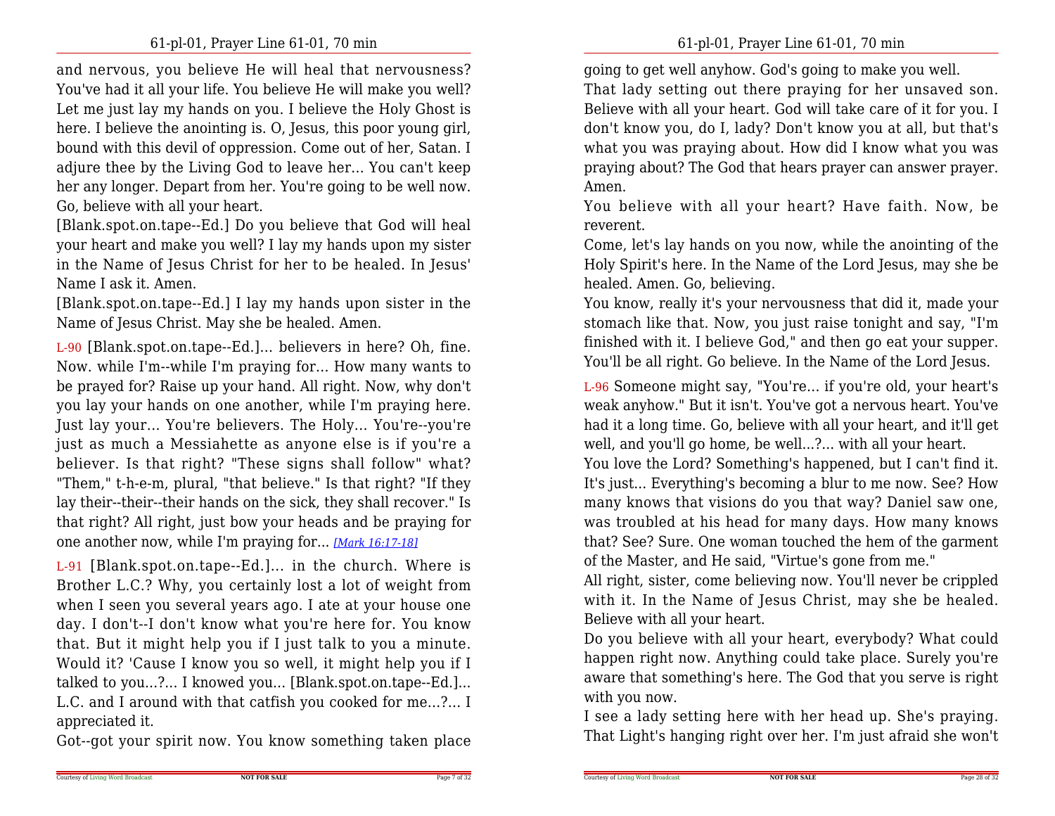and nervous, you believe He will heal that nervousness? You've had it all your life. You believe He will make you well? Let me just lay my hands on you. I believe the Holy Ghost is here. I believe the anointing is. O, Jesus, this poor young girl, bound with this devil of oppression. Come out of her, Satan. I adjure thee by the Living God to leave her... You can't keep her any longer. Depart from her. You're going to be well now. Go, believe with all your heart.

[Blank.spot.on.tape--Ed.] Do you believe that God will heal your heart and make you well? I lay my hands upon my sister in the Name of Jesus Christ for her to be healed. In Jesus' Name I ask it. Amen.

[Blank.spot.on.tape--Ed.] I lay my hands upon sister in the Name of Jesus Christ. May she be healed. Amen.

L-90 [Blank.spot.on.tape--Ed.]... believers in here? Oh, fine. Now. while I'm--while I'm praying for... How many wants to be prayed for? Raise up your hand. All right. Now, why don't you lay your hands on one another, while I'm praying here. Just lay your... You're believers. The Holy... You're--you're just as much a Messiahette as anyone else is if you're a believer. Is that right? "These signs shall follow" what? "Them," t-h-e-m, plural, "that believe." Is that right? "If they lay their--their--their hands on the sick, they shall recover." Is that right? All right, just bow your heads and be praying for one another now, while I'm praying for... *[Mark 16:17-18]*

L-91 [Blank.spot.on.tape--Ed.]... in the church. Where is Brother L.C.? Why, you certainly lost a lot of weight from when I seen you several years ago. I ate at your house one day. I don't--I don't know what you're here for. You know that. But it might help you if I just talk to you a minute. Would it? 'Cause I know you so well, it might help you if I talked to you...?... I knowed you... [Blank.spot.on.tape--Ed.]... L.C. and I around with that catfish you cooked for me...?... I appreciated it.

Got--got your spirit now. You know something taken place going to get well anyhow. God's going to make you well.

That lady setting out there praying for her unsaved son. Believe with all your heart. God will take care of it for you. I don't know you, do I, lady? Don't know you at all, but that's what you was praying about. How did I know what you was praying about? The God that hears prayer can answer prayer. Amen.

You believe with all your heart? Have faith. Now, be reverent.

Come, let's lay hands on you now, while the anointing of the Holy Spirit's here. In the Name of the Lord Jesus, may she be healed. Amen. Go, believing.

You know, really it's your nervousness that did it, made your stomach like that. Now, you just raise tonight and say, "I'm finished with it. I believe God," and then go eat your supper. You'll be all right. Go believe. In the Name of the Lord Jesus.

L-96 Someone might say, "You're... if you're old, your heart's weak anyhow." But it isn't. You've got a nervous heart. You've had it a long time. Go, believe with all your heart, and it'll get well, and you'll go home, be well...?... with all your heart.

You love the Lord? Something's happened, but I can't find it. It's just... Everything's becoming a blur to me now. See? How many knows that visions do you that way? Daniel saw one, was troubled at his head for many days. How many knows that? See? Sure. One woman touched the hem of the garment of the Master, and He said, "Virtue's gone from me."

All right, sister, come believing now. You'll never be crippled with it. In the Name of Jesus Christ, may she be healed. Believe with all your heart.

Do you believe with all your heart, everybody? What could happen right now. Anything could take place. Surely you're aware that something's here. The God that you serve is right with you now.

I see a lady setting here with her head up. She's praying. That Light's hanging right over her. I'm just afraid she won't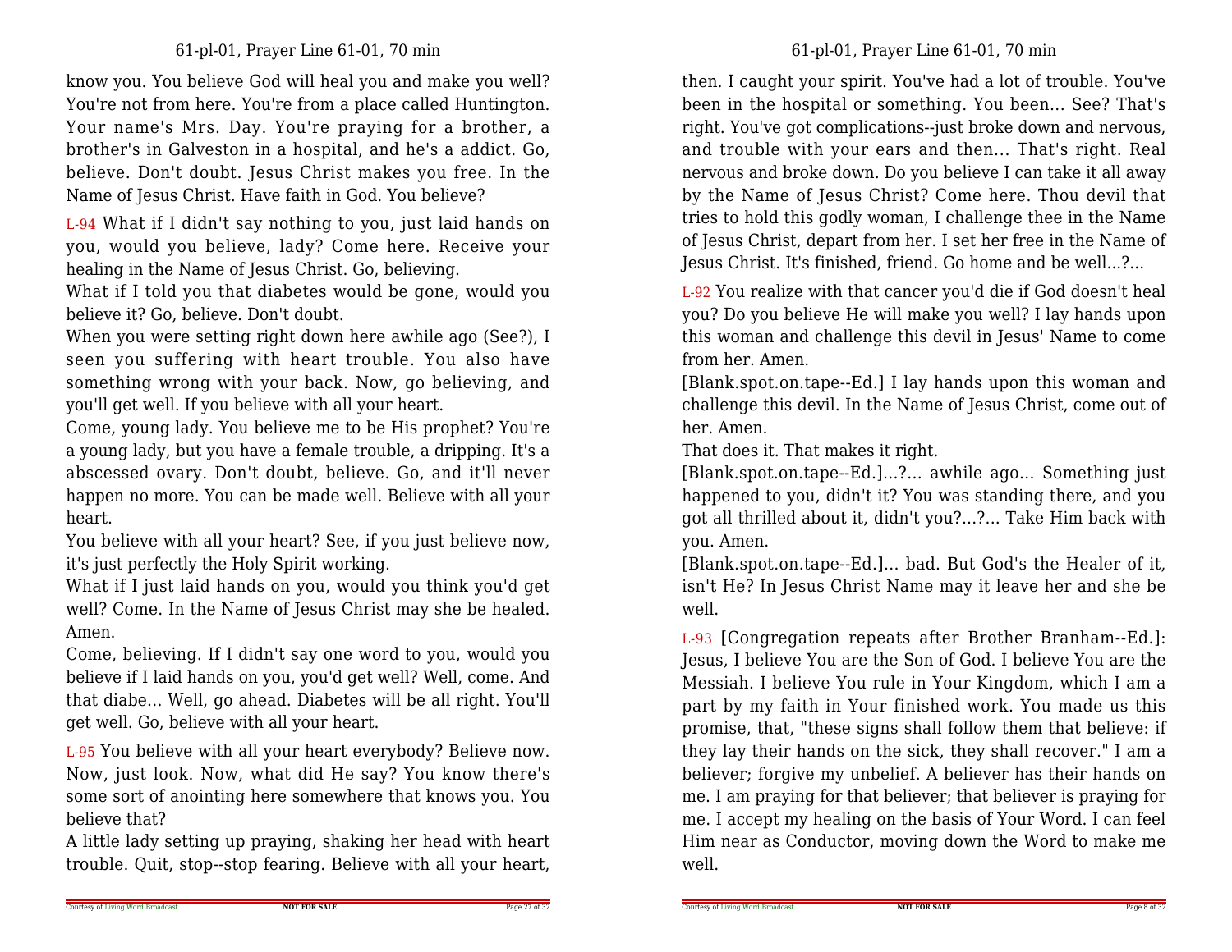know you. You believe God will heal you and make you well? You're not from here. You're from a place called Huntington. Your name's Mrs. Day. You're praying for a brother, a brother's in Galveston in a hospital, and he's a addict. Go, believe. Don't doubt. Jesus Christ makes you free. In the Name of Jesus Christ. Have faith in God. You believe?

L-94 What if I didn't say nothing to you, just laid hands on you, would you believe, lady? Come here. Receive your healing in the Name of Jesus Christ. Go, believing.

What if I told you that diabetes would be gone, would you believe it? Go, believe. Don't doubt.

When you were setting right down here awhile ago (See?), I seen you suffering with heart trouble. You also have something wrong with your back. Now, go believing, and you'll get well. If you believe with all your heart.

Come, young lady. You believe me to be His prophet? You're a young lady, but you have a female trouble, a dripping. It's a abscessed ovary. Don't doubt, believe. Go, and it'll never happen no more. You can be made well. Believe with all your heart.

You believe with all your heart? See, if you just believe now, it's just perfectly the Holy Spirit working.

What if I just laid hands on you, would you think you'd get well? Come. In the Name of Jesus Christ may she be healed. Amen.

Come, believing. If I didn't say one word to you, would you believe if I laid hands on you, you'd get well? Well, come. And that diabe... Well, go ahead. Diabetes will be all right. You'll get well. Go, believe with all your heart.

L-95 You believe with all your heart everybody? Believe now. Now, just look. Now, what did He say? You know there's some sort of anointing here somewhere that knows you. You believe that?

A little lady setting up praying, shaking her head with heart trouble. Quit, stop--stop fearing. Believe with all your heart,

then. I caught your spirit. You've had a lot of trouble. You've been in the hospital or something. You been... See? That's right. You've got complications--just broke down and nervous, and trouble with your ears and then... That's right. Real nervous and broke down. Do you believe I can take it all away by the Name of Jesus Christ? Come here. Thou devil that tries to hold this godly woman, I challenge thee in the Name of Jesus Christ, depart from her. I set her free in the Name of Jesus Christ. It's finished, friend. Go home and be well...?...

L-92 You realize with that cancer you'd die if God doesn't heal you? Do you believe He will make you well? I lay hands upon this woman and challenge this devil in Jesus' Name to come from her. Amen.

[Blank.spot.on.tape--Ed.] I lay hands upon this woman and challenge this devil. In the Name of Jesus Christ, come out of her. Amen.

That does it. That makes it right.

[Blank.spot.on.tape--Ed.]...?... awhile ago... Something just happened to you, didn't it? You was standing there, and you got all thrilled about it, didn't you?...?... Take Him back with you. Amen.

[Blank.spot.on.tape--Ed.]... bad. But God's the Healer of it, isn't He? In Jesus Christ Name may it leave her and she be well.

L-93 [Congregation repeats after Brother Branham--Ed.]: Jesus, I believe You are the Son of God. I believe You are the Messiah. I believe You rule in Your Kingdom, which I am a part by my faith in Your finished work. You made us this promise, that, "these signs shall follow them that believe: if they lay their hands on the sick, they shall recover." I am a believer; forgive my unbelief. A believer has their hands on me. I am praying for that believer; that believer is praying for me. I accept my healing on the basis of Your Word. I can feel Him near as Conductor, moving down the Word to make me well.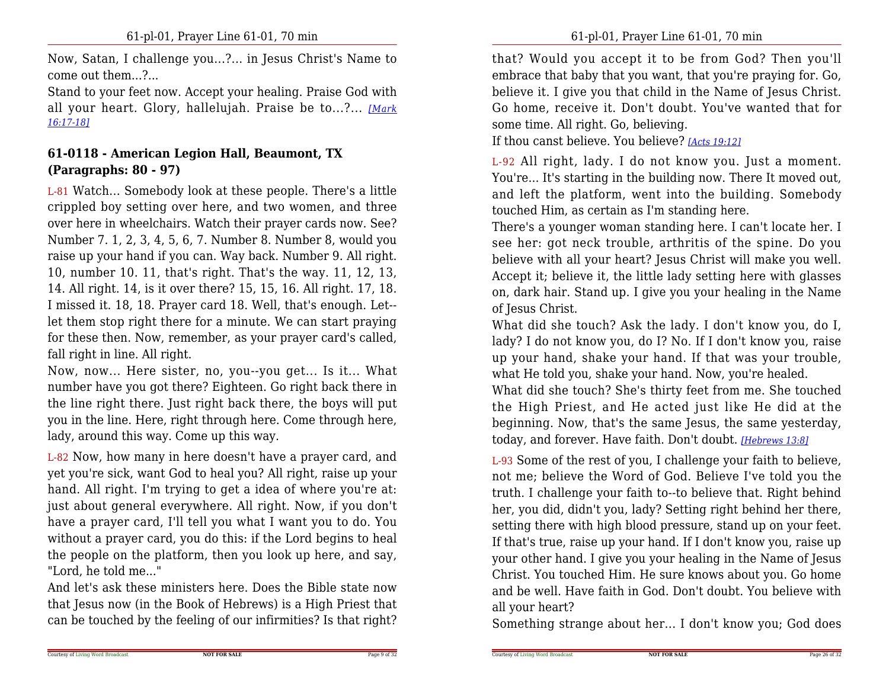Now, Satan, I challenge you...?... in Jesus Christ's Name to come out them...?...

Stand to your feet now. Accept your healing. Praise God with all your heart. Glory, hallelujah. Praise be to...?... *[Mark 16:17-18]*

### 61-0118 - American Legion Hall, Beaumont, TX (Paragraphs: 80 - 97)

L-81 Watch... Somebody look at these people. There's a little crippled boy setting over here, and two women, and three over here in wheelchairs. Watch their prayer cards now. See? Number 7. 1, 2, 3, 4, 5, 6, 7. Number 8. Number 8, would you raise up your hand if you can. Way back. Number 9. All right. 10, number 10. 11, that's right. That's the way. 11, 12, 13, 14. All right. 14, is it over there? 15, 15, 16. All right. 17, 18. I missed it. 18, 18. Prayer card 18. Well, that's enough. Let--let them stop right there for a minute. We can start praying for these then. Now, remember, as your prayer card's called, fall right in line. All right.

Now, now... Here sister, no, you--you get... Is it... What number have you got there? Eighteen. Go right back there in the line right there. Just right back there, the boys will put you in the line. Here, right through here. Come through here, lady, around this way. Come up this way.

L-82 Now, how many in here doesn't have a prayer card, and yet you're sick, want God to heal you? All right, raise up your hand. All right. I'm trying to get a idea of where you're at: just about general everywhere. All right. Now, if you don't have a prayer card, I'll tell you what I want you to do. You without a prayer card, you do this: if the Lord begins to heal the people on the platform, then you look up here, and say, "Lord, he told me..."

And let's ask these ministers here. Does the Bible state now that Jesus now (in the Book of Hebrews) is a High Priest that can be touched by the feeling of our infirmities? Is that right?

that? Would you accept it to be from God? Then you'll embrace that baby that you want, that you're praying for. Go, believe it. I give you that child in the Name of Jesus Christ. Go home, receive it. Don't doubt. You've wanted that for some time. All right. Go, believing.

If thou canst believe. You believe? *[Acts 19:12]*

L-92 All right, lady. I do not know you. Just a moment. You're... It's starting in the building now. There It moved out, and left the platform, went into the building. Somebody touched Him, as certain as I'm standing here.

There's a younger woman standing here. I can't locate her. I see her: got neck trouble, arthritis of the spine. Do you believe with all your heart? Jesus Christ will make you well. Accept it; believe it, the little lady setting here with glasses on, dark hair. Stand up. I give you your healing in the Name of Jesus Christ.

What did she touch? Ask the lady. I don't know you, do I, lady? I do not know you, do I? No. If I don't know you, raise up your hand, shake your hand. If that was your trouble, what He told you, shake your hand. Now, you're healed.

What did she touch? She's thirty feet from me. She touched the High Priest, and He acted just like He did at the beginning. Now, that's the same Jesus, the same yesterday, today, and forever. Have faith. Don't doubt. *[Hebrews 13:8]*

L-93 Some of the rest of you, I challenge your faith to believe, not me; believe the Word of God. Believe I've told you the truth. I challenge your faith to--to believe that. Right behind her, you did, didn't you, lady? Setting right behind her there, setting there with high blood pressure, stand up on your feet. If that's true, raise up your hand. If I don't know you, raise up your other hand. I give you your healing in the Name of Jesus Christ. You touched Him. He sure knows about you. Go home and be well. Have faith in God. Don't doubt. You believe with all your heart?

Something strange about her... I don't know you; God does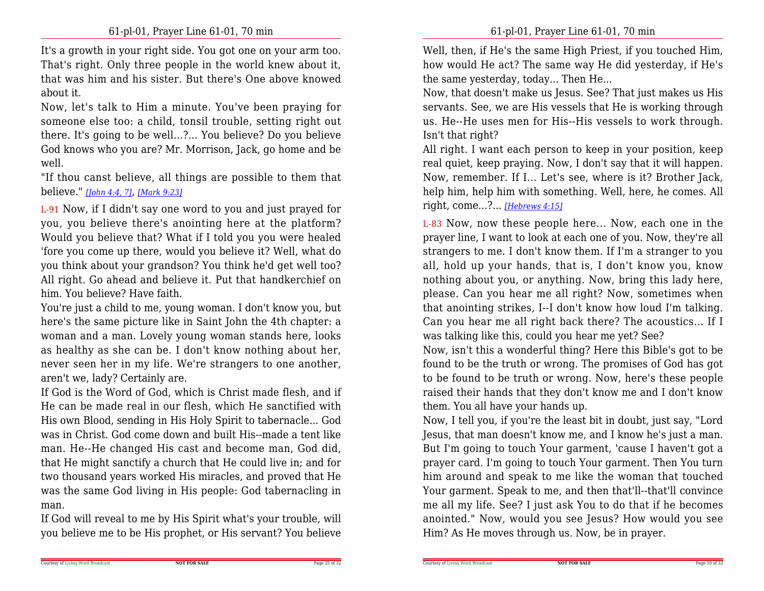It's a growth in your right side. You got one on your arm too. That's right. Only three people in the world knew about it, that was him and his sister. But there's One above knowed about it.

Now, let's talk to Him a minute. You've been praying for someone else too: a child, tonsil trouble, setting right out there. It's going to be well...?... You believe? Do you believe God knows who you are? Mr. Morrison, Jack, go home and be well.

"If thou canst believe, all things are possible to them that believe." *[John 4:4, 7]*, *[Mark 9:23]*

L-91 Now, if I didn't say one word to you and just prayed for you, you believe there's anointing here at the platform? Would you believe that? What if I told you you were healed 'fore you come up there, would you believe it? Well, what do you think about your grandson? You think he'd get well too? All right. Go ahead and believe it. Put that handkerchief on him. You believe? Have faith.

You're just a child to me, young woman. I don't know you, but here's the same picture like in Saint John the 4th chapter: a woman and a man. Lovely young woman stands here, looks as healthy as she can be. I don't know nothing about her, never seen her in my life. We're strangers to one another, aren't we, lady? Certainly are.

If God is the Word of God, which is Christ made flesh, and if He can be made real in our flesh, which He sanctified with His own Blood, sending in His Holy Spirit to tabernacle... God was in Christ. God come down and built His--made a tent like man. He--He changed His cast and become man, God did, that He might sanctify a church that He could live in; and for two thousand years worked His miracles, and proved that He was the same God living in His people: God tabernacling in man.

If God will reveal to me by His Spirit what's your trouble, will you believe me to be His prophet, or His servant? You believe

Well, then, if He's the same High Priest, if you touched Him, how would He act? The same way He did yesterday, if He's the same yesterday, today... Then He...

Now, that doesn't make us Jesus. See? That just makes us His servants. See, we are His vessels that He is working through us. He--He uses men for His--His vessels to work through. Isn't that right?

All right. I want each person to keep in your position, keep real quiet, keep praying. Now, I don't say that it will happen. Now, remember. If I... Let's see, where is it? Brother Jack, help him, help him with something. Well, here, he comes. All right, come...?... *[Hebrews 4:15]*

L-83 Now, now these people here... Now, each one in the prayer line, I want to look at each one of you. Now, they're all strangers to me. I don't know them. If I'm a stranger to you all, hold up your hands, that is, I don't know you, know nothing about you, or anything. Now, bring this lady here, please. Can you hear me all right? Now, sometimes when that anointing strikes, I--I don't know how loud I'm talking. Can you hear me all right back there? The acoustics... If I was talking like this, could you hear me yet? See?

Now, isn't this a wonderful thing? Here this Bible's got to be found to be the truth or wrong. The promises of God has got to be found to be truth or wrong. Now, here's these people raised their hands that they don't know me and I don't know them. You all have your hands up.

Now, I tell you, if you're the least bit in doubt, just say, "Lord Jesus, that man doesn't know me, and I know he's just a man. But I'm going to touch Your garment, 'cause I haven't got a prayer card. I'm going to touch Your garment. Then You turn him around and speak to me like the woman that touched Your garment. Speak to me, and then that'll--that'll convince me all my life. See? I just ask You to do that if he becomes anointed." Now, would you see Jesus? How would you see Him? As He moves through us. Now, be in prayer.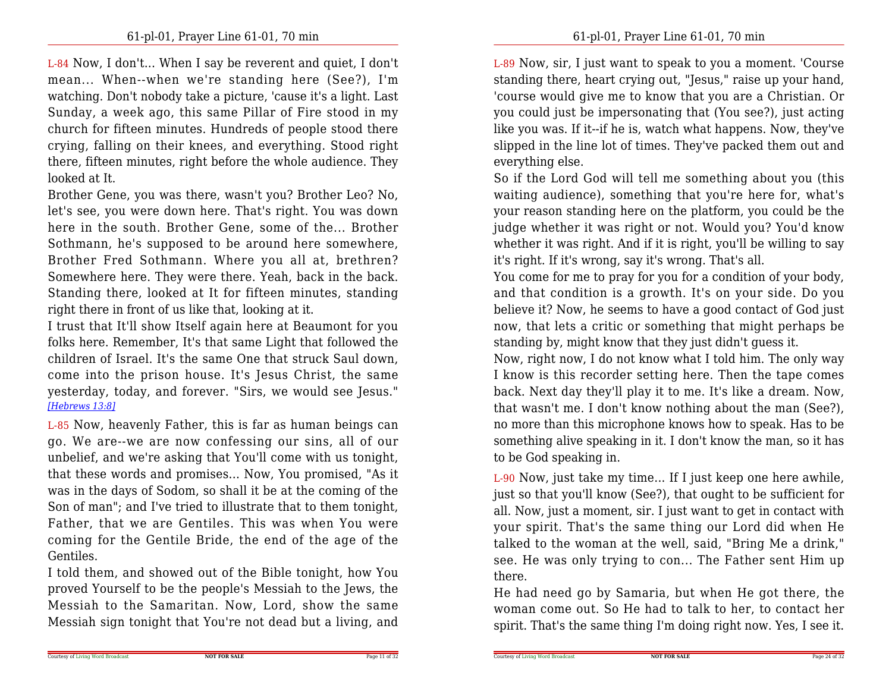L-84 Now, I don't... When I say be reverent and quiet, I don't mean... When--when we're standing here (See?), I'm watching. Don't nobody take a picture, 'cause it's a light. Last Sunday, a week ago, this same Pillar of Fire stood in my church for fifteen minutes. Hundreds of people stood there crying, falling on their knees, and everything. Stood right there, fifteen minutes, right before the whole audience. They looked at It.

Brother Gene, you was there, wasn't you? Brother Leo? No, let's see, you were down here. That's right. You was down here in the south. Brother Gene, some of the... Brother Sothmann, he's supposed to be around here somewhere, Brother Fred Sothmann. Where you all at, brethren? Somewhere here. They were there. Yeah, back in the back. Standing there, looked at It for fifteen minutes, standing right there in front of us like that, looking at it.

I trust that It'll show Itself again here at Beaumont for you folks here. Remember, It's that same Light that followed the children of Israel. It's the same One that struck Saul down, come into the prison house. It's Jesus Christ, the same yesterday, today, and forever. "Sirs, we would see Jesus." *[Hebrews 13:8]*

L-85 Now, heavenly Father, this is far as human beings can go. We are--we are now confessing our sins, all of our unbelief, and we're asking that You'll come with us tonight, that these words and promises... Now, You promised, "As it was in the days of Sodom, so shall it be at the coming of the Son of man"; and I've tried to illustrate that to them tonight, Father, that we are Gentiles. This was when You were coming for the Gentile Bride, the end of the age of the Gentiles.

I told them, and showed out of the Bible tonight, how You proved Yourself to be the people's Messiah to the Jews, the Messiah to the Samaritan. Now, Lord, show the same Messiah sign tonight that You're not dead but a living, and

L-89 Now, sir, I just want to speak to you a moment. 'Course standing there, heart crying out, "Jesus," raise up your hand, 'course would give me to know that you are a Christian. Or you could just be impersonating that (You see?), just acting like you was. If it--if he is, watch what happens. Now, they've slipped in the line lot of times. They've packed them out and everything else.

So if the Lord God will tell me something about you (this waiting audience), something that you're here for, what's your reason standing here on the platform, you could be the judge whether it was right or not. Would you? You'd know whether it was right. And if it is right, you'll be willing to say it's right. If it's wrong, say it's wrong. That's all.

You come for me to pray for you for a condition of your body, and that condition is a growth. It's on your side. Do you believe it? Now, he seems to have a good contact of God just now, that lets a critic or something that might perhaps be standing by, might know that they just didn't guess it.

Now, right now, I do not know what I told him. The only way I know is this recorder setting here. Then the tape comes back. Next day they'll play it to me. It's like a dream. Now, that wasn't me. I don't know nothing about the man (See?), no more than this microphone knows how to speak. Has to be something alive speaking in it. I don't know the man, so it has to be God speaking in.

L-90 Now, just take my time... If I just keep one here awhile, just so that you'll know (See?), that ought to be sufficient for all. Now, just a moment, sir. I just want to get in contact with your spirit. That's the same thing our Lord did when He talked to the woman at the well, said, "Bring Me a drink," see. He was only trying to con... The Father sent Him up there.

He had need go by Samaria, but when He got there, the woman come out. So He had to talk to her, to contact her spirit. That's the same thing I'm doing right now. Yes, I see it.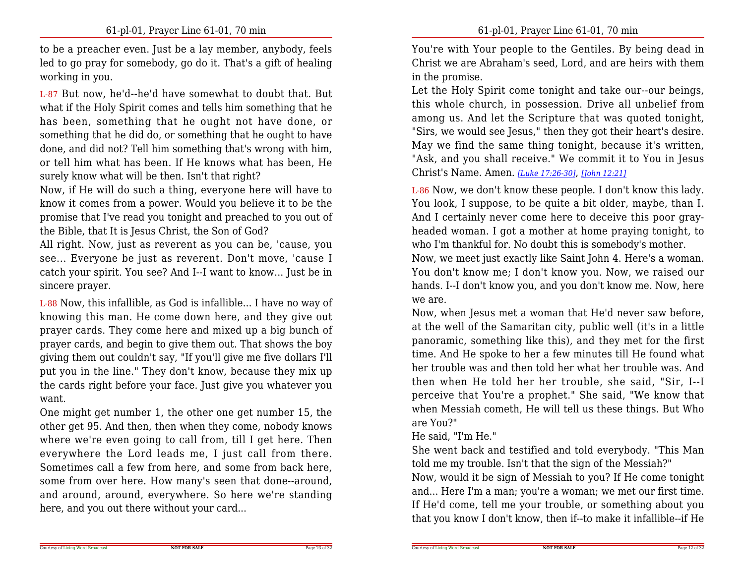to be a preacher even. Just be a lay member, anybody, feels led to go pray for somebody, go do it. That's a gift of healing working in you.

L-87 But now, he'd--he'd have somewhat to doubt that. But what if the Holy Spirit comes and tells him something that he has been, something that he ought not have done, or something that he did do, or something that he ought to have done, and did not? Tell him something that's wrong with him, or tell him what has been. If He knows what has been, He surely know what will be then. Isn't that right?

Now, if He will do such a thing, everyone here will have to know it comes from a power. Would you believe it to be the promise that I've read you tonight and preached to you out of the Bible, that It is Jesus Christ, the Son of God?

All right. Now, just as reverent as you can be, 'cause, you see… Everyone be just as reverent. Don't move, 'cause I catch your spirit. You see? And I--I want to know... Just be in sincere prayer.

L-88 Now, this infallible, as God is infallible... I have no way of knowing this man. He come down here, and they give out prayer cards. They come here and mixed up a big bunch of prayer cards, and begin to give them out. That shows the boy giving them out couldn't say, "If you'll give me five dollars I'll put you in the line." They don't know, because they mix up the cards right before your face. Just give you whatever you want.

One might get number 1, the other one get number 15, the other get 95. And then, then when they come, nobody knows where we're even going to call from, till I get here. Then everywhere the Lord leads me, I just call from there. Sometimes call a few from here, and some from back here, some from over here. How many's seen that done--around, and around, around, everywhere. So here we're standing here, and you out there without your card...

You're with Your people to the Gentiles. By being dead in Christ we are Abraham's seed, Lord, and are heirs with them in the promise.

Let the Holy Spirit come tonight and take our--our beings, this whole church, in possession. Drive all unbelief from among us. And let the Scripture that was quoted tonight, "Sirs, we would see Jesus," then they got their heart's desire. May we find the same thing tonight, because it's written, "Ask, and you shall receive." We commit it to You in Jesus Christ's Name. Amen. *[Luke 17:26-30]*, *[John 12:21]*

L-86 Now, we don't know these people. I don't know this lady. You look, I suppose, to be quite a bit older, maybe, than I. And I certainly never come here to deceive this poor gray-headed woman. I got a mother at home praying tonight, to who I'm thankful for. No doubt this is somebody's mother.

Now, we meet just exactly like Saint John 4. Here's a woman. You don't know me; I don't know you. Now, we raised our hands. I--I don't know you, and you don't know me. Now, here we are.

Now, when Jesus met a woman that He'd never saw before, at the well of the Samaritan city, public well (it's in a little panoramic, something like this), and they met for the first time. And He spoke to her a few minutes till He found what her trouble was and then told her what her trouble was. And then when He told her her trouble, she said, "Sir, I--I perceive that You're a prophet." She said, "We know that when Messiah cometh, He will tell us these things. But Who are You?"

He said, "I'm He."

She went back and testified and told everybody. "This Man told me my trouble. Isn't that the sign of the Messiah?"

Now, would it be sign of Messiah to you? If He come tonight and... Here I'm a man; you're a woman; we met our first time. If He'd come, tell me your trouble, or something about you that you know I don't know, then if--to make it infallible--if He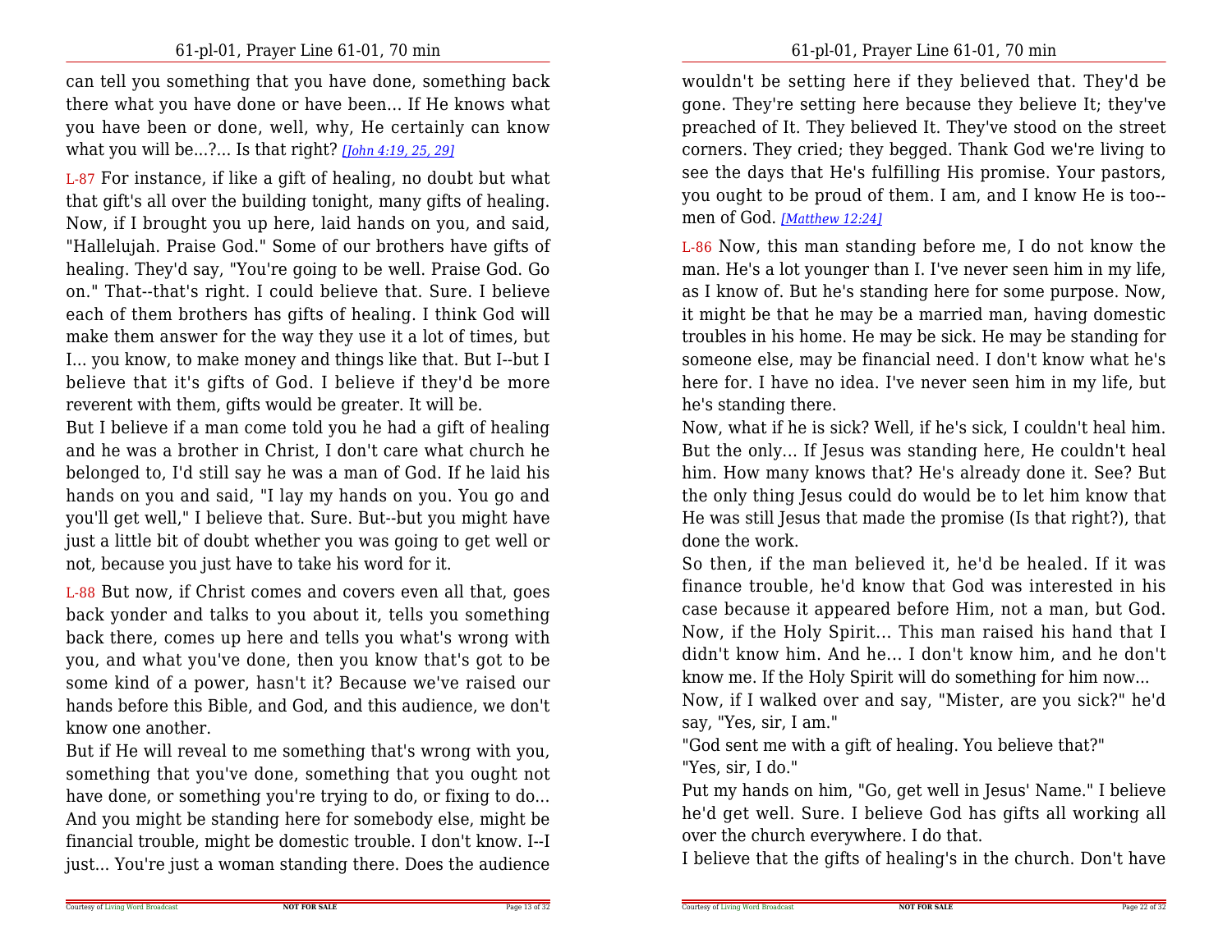can tell you something that you have done, something back there what you have done or have been... If He knows what you have been or done, well, why, He certainly can know what you will be...?... Is that right? *[John 4:19, 25, 29]*

L-87 For instance, if like a gift of healing, no doubt but what that gift's all over the building tonight, many gifts of healing. Now, if I brought you up here, laid hands on you, and said, "Hallelujah. Praise God." Some of our brothers have gifts of healing. They'd say, "You're going to be well. Praise God. Go on." That--that's right. I could believe that. Sure. I believe each of them brothers has gifts of healing. I think God will make them answer for the way they use it a lot of times, but I... you know, to make money and things like that. But I--but I believe that it's gifts of God. I believe if they'd be more reverent with them, gifts would be greater. It will be.

But I believe if a man come told you he had a gift of healing and he was a brother in Christ, I don't care what church he belonged to, I'd still say he was a man of God. If he laid his hands on you and said, "I lay my hands on you. You go and you'll get well," I believe that. Sure. But--but you might have just a little bit of doubt whether you was going to get well or not, because you just have to take his word for it.

L-88 But now, if Christ comes and covers even all that, goes back yonder and talks to you about it, tells you something back there, comes up here and tells you what's wrong with you, and what you've done, then you know that's got to be some kind of a power, hasn't it? Because we've raised our hands before this Bible, and God, and this audience, we don't know one another.

But if He will reveal to me something that's wrong with you, something that you've done, something that you ought not have done, or something you're trying to do, or fixing to do... And you might be standing here for somebody else, might be financial trouble, might be domestic trouble. I don't know. I--I just... You're just a woman standing there. Does the audience

wouldn't be setting here if they believed that. They'd be gone. They're setting here because they believe It; they've preached of It. They believed It. They've stood on the street corners. They cried; they begged. Thank God we're living to see the days that He's fulfilling His promise. Your pastors, you ought to be proud of them. I am, and I know He is too--men of God. *[Matthew 12:24]*

L-86 Now, this man standing before me, I do not know the man. He's a lot younger than I. I've never seen him in my life, as I know of. But he's standing here for some purpose. Now, it might be that he may be a married man, having domestic troubles in his home. He may be sick. He may be standing for someone else, may be financial need. I don't know what he's here for. I have no idea. I've never seen him in my life, but he's standing there.

Now, what if he is sick? Well, if he's sick, I couldn't heal him. But the only... If Jesus was standing here, He couldn't heal him. How many knows that? He's already done it. See? But the only thing Jesus could do would be to let him know that He was still Jesus that made the promise (Is that right?), that done the work.

So then, if the man believed it, he'd be healed. If it was finance trouble, he'd know that God was interested in his case because it appeared before Him, not a man, but God. Now, if the Holy Spirit... This man raised his hand that I didn't know him. And he... I don't know him, and he don't know me. If the Holy Spirit will do something for him now...

Now, if I walked over and say, "Mister, are you sick?" he'd say, "Yes, sir, I am."

"God sent me with a gift of healing. You believe that?"

"Yes, sir, I do."

Put my hands on him, "Go, get well in Jesus' Name." I believe he'd get well. Sure. I believe God has gifts all working all over the church everywhere. I do that.

I believe that the gifts of healing's in the church. Don't have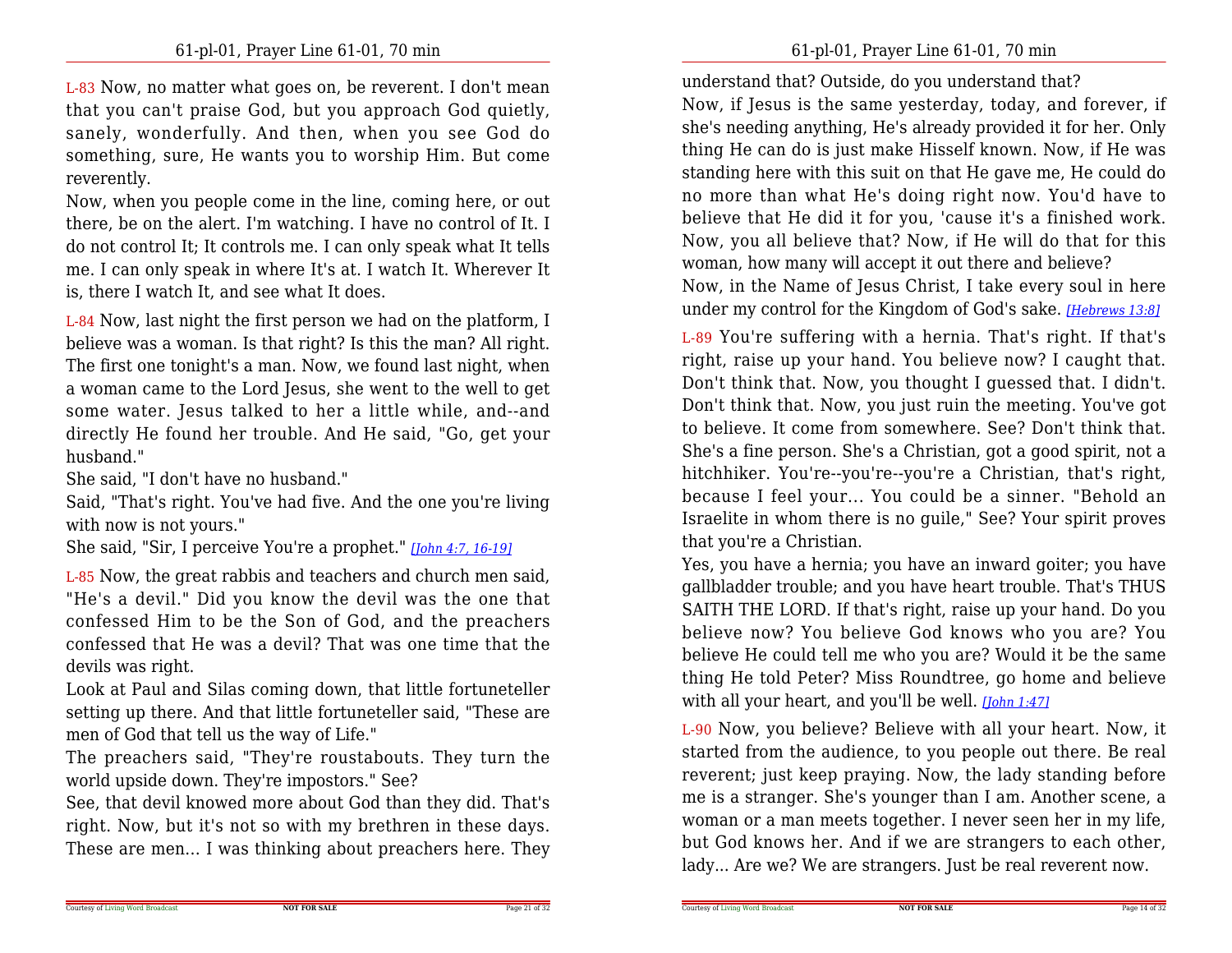L-83 Now, no matter what goes on, be reverent. I don't mean that you can't praise God, but you approach God quietly, sanely, wonderfully. And then, when you see God do something, sure, He wants you to worship Him. But come reverently.

Now, when you people come in the line, coming here, or out there, be on the alert. I'm watching. I have no control of It. I do not control It; It controls me. I can only speak what It tells me. I can only speak in where It's at. I watch It. Wherever It is, there I watch It, and see what It does.

L-84 Now, last night the first person we had on the platform, I believe was a woman. Is that right? Is this the man? All right. The first one tonight's a man. Now, we found last night, when a woman came to the Lord Jesus, she went to the well to get some water. Jesus talked to her a little while, and--and directly He found her trouble. And He said, "Go, get your husband."

She said, "I don't have no husband."

Said, "That's right. You've had five. And the one you're living with now is not yours."

She said, "Sir, I perceive You're a prophet." *[John 4:7, 16-19]*

L-85 Now, the great rabbis and teachers and church men said, "He's a devil." Did you know the devil was the one that confessed Him to be the Son of God, and the preachers confessed that He was a devil? That was one time that the devils was right.

Look at Paul and Silas coming down, that little fortuneteller setting up there. And that little fortuneteller said, "These are men of God that tell us the way of Life."

The preachers said, "They're roustabouts. They turn the world upside down. They're impostors." See?

See, that devil knowed more about God than they did. That's right. Now, but it's not so with my brethren in these days. These are men... I was thinking about preachers here. They

understand that? Outside, do you understand that?

Now, if Jesus is the same yesterday, today, and forever, if she's needing anything, He's already provided it for her. Only thing He can do is just make Hisself known. Now, if He was standing here with this suit on that He gave me, He could do no more than what He's doing right now. You'd have to believe that He did it for you, 'cause it's a finished work. Now, you all believe that? Now, if He will do that for this woman, how many will accept it out there and believe?

Now, in the Name of Jesus Christ, I take every soul in here under my control for the Kingdom of God's sake. *[Hebrews 13:8]*

L-89 You're suffering with a hernia. That's right. If that's right, raise up your hand. You believe now? I caught that. Don't think that. Now, you thought I guessed that. I didn't. Don't think that. Now, you just ruin the meeting. You've got to believe. It come from somewhere. See? Don't think that. She's a fine person. She's a Christian, got a good spirit, not a hitchhiker. You're--you're--you're a Christian, that's right, because I feel your... You could be a sinner. "Behold an Israelite in whom there is no guile," See? Your spirit proves that you're a Christian.

Yes, you have a hernia; you have an inward goiter; you have gallbladder trouble; and you have heart trouble. That's THUS SAITH THE LORD. If that's right, raise up your hand. Do you believe now? You believe God knows who you are? You believe He could tell me who you are? Would it be the same thing He told Peter? Miss Roundtree, go home and believe with all your heart, and you'll be well. *[John 1:47]*

L-90 Now, you believe? Believe with all your heart. Now, it started from the audience, to you people out there. Be real reverent; just keep praying. Now, the lady standing before me is a stranger. She's younger than I am. Another scene, a woman or a man meets together. I never seen her in my life, but God knows her. And if we are strangers to each other, lady... Are we? We are strangers. Just be real reverent now.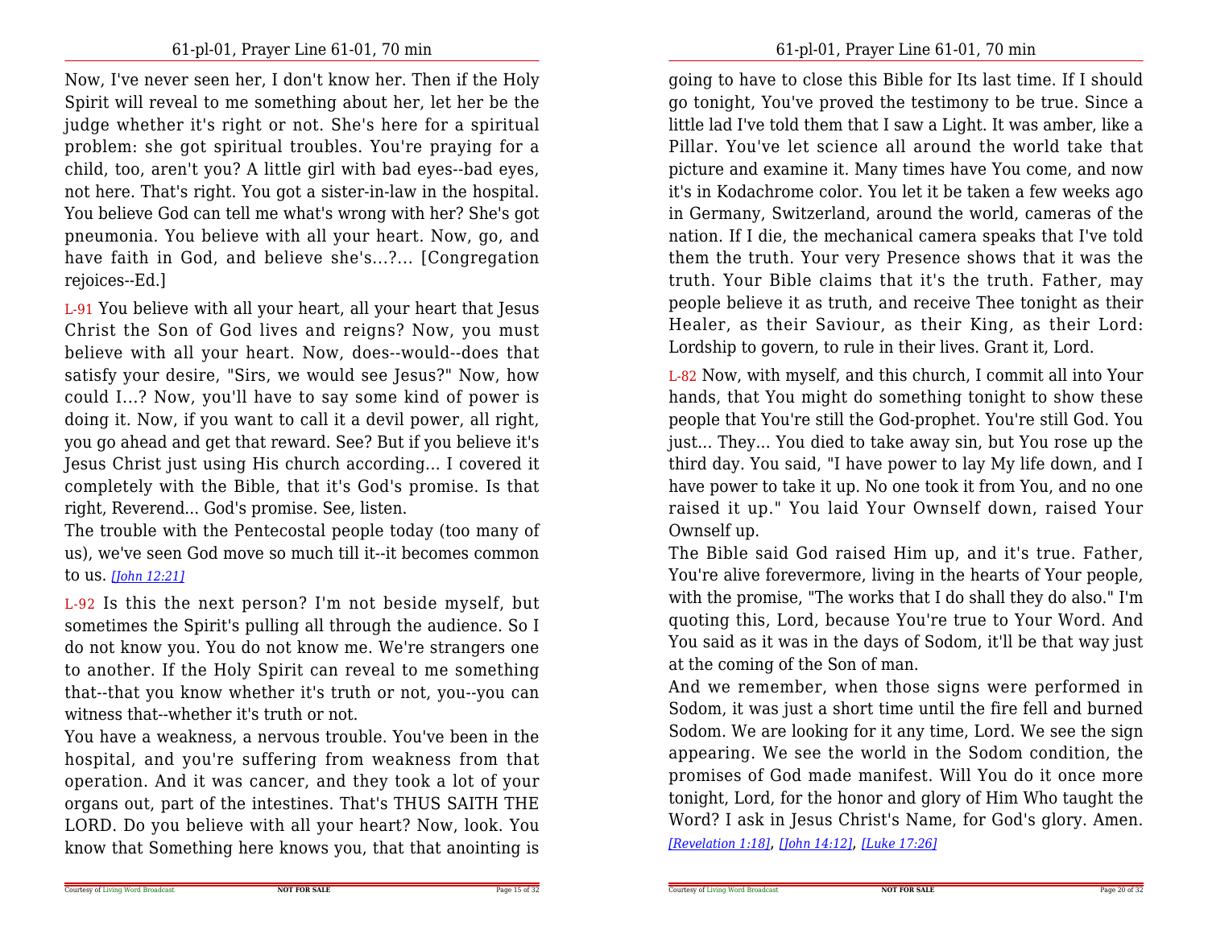Now, I've never seen her, I don't know her. Then if the Holy Spirit will reveal to me something about her, let her be the judge whether it's right or not. She's here for a spiritual problem: she got spiritual troubles. You're praying for a child, too, aren't you? A little girl with bad eyes--bad eyes, not here. That's right. You got a sister-in-law in the hospital. You believe God can tell me what's wrong with her? She's got pneumonia. You believe with all your heart. Now, go, and have faith in God, and believe she's...?... [Congregation rejoices--Ed.]

L-91 You believe with all your heart, all your heart that Jesus Christ the Son of God lives and reigns? Now, you must believe with all your heart. Now, does--would--does that satisfy your desire, "Sirs, we would see Jesus?" Now, how could I...? Now, you'll have to say some kind of power is doing it. Now, if you want to call it a devil power, all right, you go ahead and get that reward. See? But if you believe it's Jesus Christ just using His church according... I covered it completely with the Bible, that it's God's promise. Is that right, Reverend... God's promise. See, listen.

The trouble with the Pentecostal people today (too many of us), we've seen God move so much till it--it becomes common to us. *[John 12:21]*

L-92 Is this the next person? I'm not beside myself, but sometimes the Spirit's pulling all through the audience. So I do not know you. You do not know me. We're strangers one to another. If the Holy Spirit can reveal to me something that--that you know whether it's truth or not, you--you can witness that--whether it's truth or not.

You have a weakness, a nervous trouble. You've been in the hospital, and you're suffering from weakness from that operation. And it was cancer, and they took a lot of your organs out, part of the intestines. That's THUS SAITH THE LORD. Do you believe with all your heart? Now, look. You know that Something here knows you, that that anointing is

going to have to close this Bible for Its last time. If I should go tonight, You've proved the testimony to be true. Since a little lad I've told them that I saw a Light. It was amber, like a Pillar. You've let science all around the world take that picture and examine it. Many times have You come, and now it's in Kodachrome color. You let it be taken a few weeks ago in Germany, Switzerland, around the world, cameras of the nation. If I die, the mechanical camera speaks that I've told them the truth. Your very Presence shows that it was the truth. Your Bible claims that it's the truth. Father, may people believe it as truth, and receive Thee tonight as their Healer, as their Saviour, as their King, as their Lord: Lordship to govern, to rule in their lives. Grant it, Lord.

L-82 Now, with myself, and this church, I commit all into Your hands, that You might do something tonight to show these people that You're still the God-prophet. You're still God. You just... They... You died to take away sin, but You rose up the third day. You said, "I have power to lay My life down, and I have power to take it up. No one took it from You, and no one raised it up." You laid Your Ownself down, raised Your Ownself up.

The Bible said God raised Him up, and it's true. Father, You're alive forevermore, living in the hearts of Your people, with the promise, "The works that I do shall they do also." I'm quoting this, Lord, because You're true to Your Word. And You said as it was in the days of Sodom, it'll be that way just at the coming of the Son of man.

And we remember, when those signs were performed in Sodom, it was just a short time until the fire fell and burned Sodom. We are looking for it any time, Lord. We see the sign appearing. We see the world in the Sodom condition, the promises of God made manifest. Will You do it once more tonight, Lord, for the honor and glory of Him Who taught the Word? I ask in Jesus Christ's Name, for God's glory. Amen. *[Revelation 1:18]*, *[John 14:12]*, *[Luke 17:26]*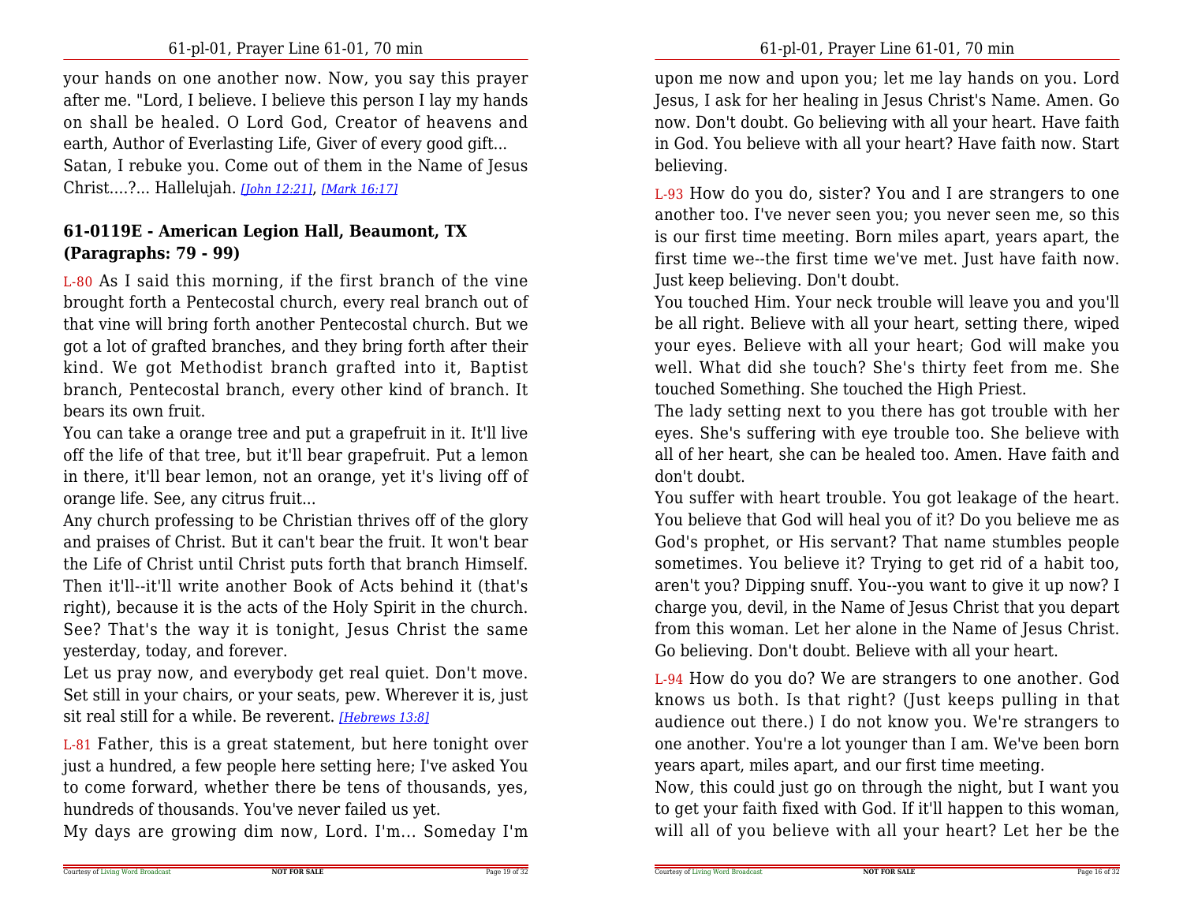your hands on one another now. Now, you say this prayer after me. "Lord, I believe. I believe this person I lay my hands on shall be healed. O Lord God, Creator of heavens and earth, Author of Everlasting Life, Giver of every good gift... Satan, I rebuke you. Come out of them in the Name of Jesus Christ....?... Hallelujah. *[John 12:21]*, *[Mark 16:17]*

### 61-0119E - American Legion Hall, Beaumont, TX (Paragraphs: 79 - 99)

L-80 As I said this morning, if the first branch of the vine brought forth a Pentecostal church, every real branch out of that vine will bring forth another Pentecostal church. But we got a lot of grafted branches, and they bring forth after their kind. We got Methodist branch grafted into it, Baptist branch, Pentecostal branch, every other kind of branch. It bears its own fruit.

You can take a orange tree and put a grapefruit in it. It'll live off the life of that tree, but it'll bear grapefruit. Put a lemon in there, it'll bear lemon, not an orange, yet it's living off of orange life. See, any citrus fruit...

Any church professing to be Christian thrives off of the glory and praises of Christ. But it can't bear the fruit. It won't bear the Life of Christ until Christ puts forth that branch Himself. Then it'll--it'll write another Book of Acts behind it (that's right), because it is the acts of the Holy Spirit in the church. See? That's the way it is tonight, Jesus Christ the same yesterday, today, and forever.

Let us pray now, and everybody get real quiet. Don't move. Set still in your chairs, or your seats, pew. Wherever it is, just sit real still for a while. Be reverent. *[Hebrews 13:8]*

L-81 Father, this is a great statement, but here tonight over just a hundred, a few people here setting here; I've asked You to come forward, whether there be tens of thousands, yes, hundreds of thousands. You've never failed us yet.

My days are growing dim now, Lord. I'm... Someday I'm

upon me now and upon you; let me lay hands on you. Lord Jesus, I ask for her healing in Jesus Christ's Name. Amen. Go now. Don't doubt. Go believing with all your heart. Have faith in God. You believe with all your heart? Have faith now. Start believing.

L-93 How do you do, sister? You and I are strangers to one another too. I've never seen you; you never seen me, so this is our first time meeting. Born miles apart, years apart, the first time we--the first time we've met. Just have faith now. Just keep believing. Don't doubt.

You touched Him. Your neck trouble will leave you and you'll be all right. Believe with all your heart, setting there, wiped your eyes. Believe with all your heart; God will make you well. What did she touch? She's thirty feet from me. She touched Something. She touched the High Priest.

The lady setting next to you there has got trouble with her eyes. She's suffering with eye trouble too. She believe with all of her heart, she can be healed too. Amen. Have faith and don't doubt.

You suffer with heart trouble. You got leakage of the heart. You believe that God will heal you of it? Do you believe me as God's prophet, or His servant? That name stumbles people sometimes. You believe it? Trying to get rid of a habit too, aren't you? Dipping snuff. You--you want to give it up now? I charge you, devil, in the Name of Jesus Christ that you depart from this woman. Let her alone in the Name of Jesus Christ. Go believing. Don't doubt. Believe with all your heart.

L-94 How do you do? We are strangers to one another. God knows us both. Is that right? (Just keeps pulling in that audience out there.) I do not know you. We're strangers to one another. You're a lot younger than I am. We've been born years apart, miles apart, and our first time meeting.

Now, this could just go on through the night, but I want you to get your faith fixed with God. If it'll happen to this woman, will all of you believe with all your heart? Let her be the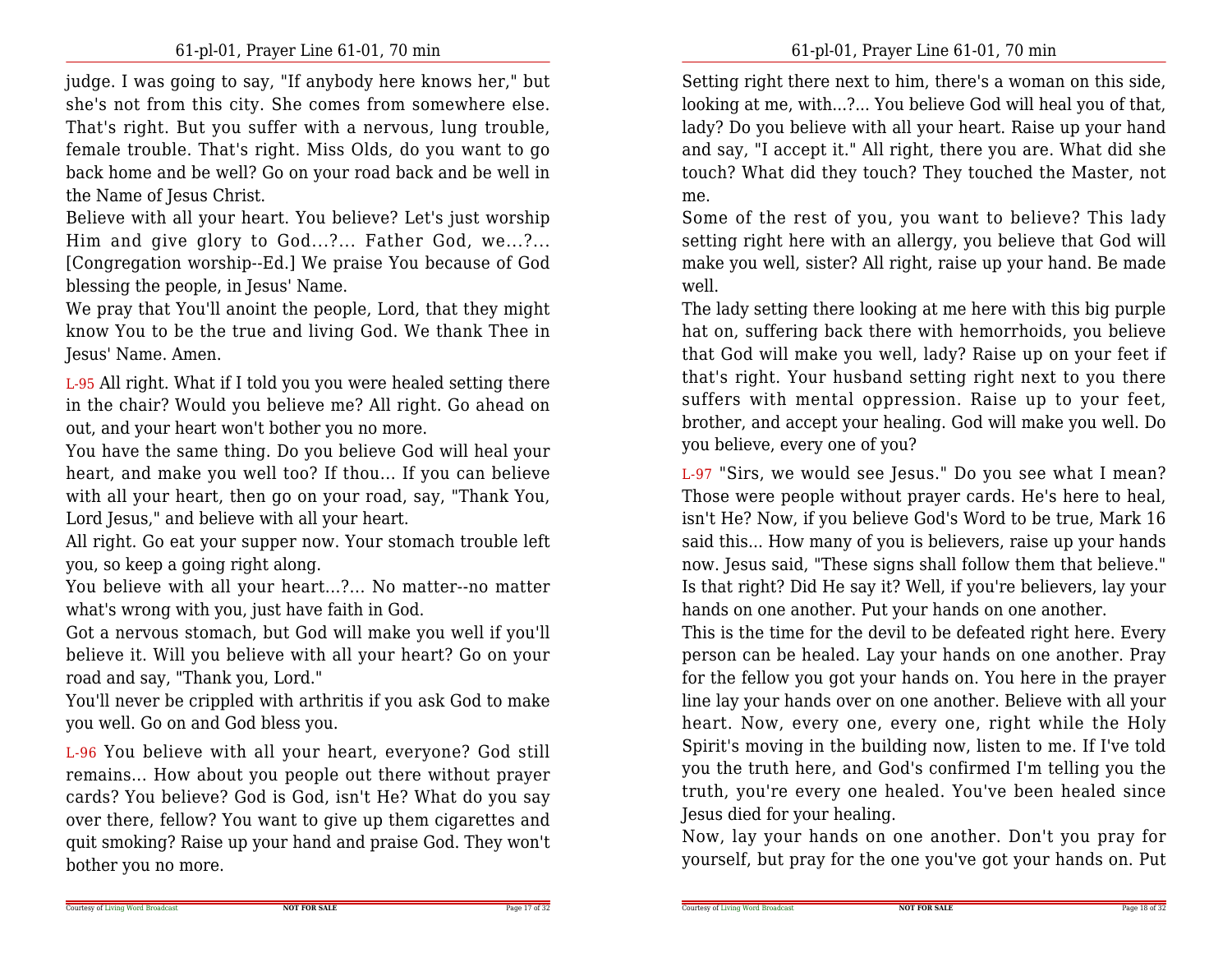judge. I was going to say, "If anybody here knows her," but she's not from this city. She comes from somewhere else. That's right. But you suffer with a nervous, lung trouble, female trouble. That's right. Miss Olds, do you want to go back home and be well? Go on your road back and be well in the Name of Jesus Christ.

Believe with all your heart. You believe? Let's just worship Him and give glory to God...?... Father God, we...?... [Congregation worship--Ed.] We praise You because of God blessing the people, in Jesus' Name.

We pray that You'll anoint the people, Lord, that they might know You to be the true and living God. We thank Thee in Jesus' Name. Amen.

L-95 All right. What if I told you you were healed setting there in the chair? Would you believe me? All right. Go ahead on out, and your heart won't bother you no more.

You have the same thing. Do you believe God will heal your heart, and make you well too? If thou... If you can believe with all your heart, then go on your road, say, "Thank You, Lord Jesus," and believe with all your heart.

All right. Go eat your supper now. Your stomach trouble left you, so keep a going right along.

You believe with all your heart...?... No matter--no matter what's wrong with you, just have faith in God.

Got a nervous stomach, but God will make you well if you'll believe it. Will you believe with all your heart? Go on your road and say, "Thank you, Lord."

You'll never be crippled with arthritis if you ask God to make you well. Go on and God bless you.

L-96 You believe with all your heart, everyone? God still remains... How about you people out there without prayer cards? You believe? God is God, isn't He? What do you say over there, fellow? You want to give up them cigarettes and quit smoking? Raise up your hand and praise God. They won't bother you no more.

Setting right there next to him, there's a woman on this side, looking at me, with...?... You believe God will heal you of that, lady? Do you believe with all your heart. Raise up your hand and say, "I accept it." All right, there you are. What did she touch? What did they touch? They touched the Master, not me.

Some of the rest of you, you want to believe? This lady setting right here with an allergy, you believe that God will make you well, sister? All right, raise up your hand. Be made well.

The lady setting there looking at me here with this big purple hat on, suffering back there with hemorrhoids, you believe that God will make you well, lady? Raise up on your feet if that's right. Your husband setting right next to you there suffers with mental oppression. Raise up to your feet, brother, and accept your healing. God will make you well. Do you believe, every one of you?

L-97 "Sirs, we would see Jesus." Do you see what I mean? Those were people without prayer cards. He's here to heal, isn't He? Now, if you believe God's Word to be true, Mark 16 said this... How many of you is believers, raise up your hands now. Jesus said, "These signs shall follow them that believe." Is that right? Did He say it? Well, if you're believers, lay your hands on one another. Put your hands on one another.

This is the time for the devil to be defeated right here. Every person can be healed. Lay your hands on one another. Pray for the fellow you got your hands on. You here in the prayer line lay your hands over on one another. Believe with all your heart. Now, every one, every one, right while the Holy Spirit's moving in the building now, listen to me. If I've told you the truth here, and God's confirmed I'm telling you the truth, you're every one healed. You've been healed since Jesus died for your healing.

Now, lay your hands on one another. Don't you pray for yourself, but pray for the one you've got your hands on. Put